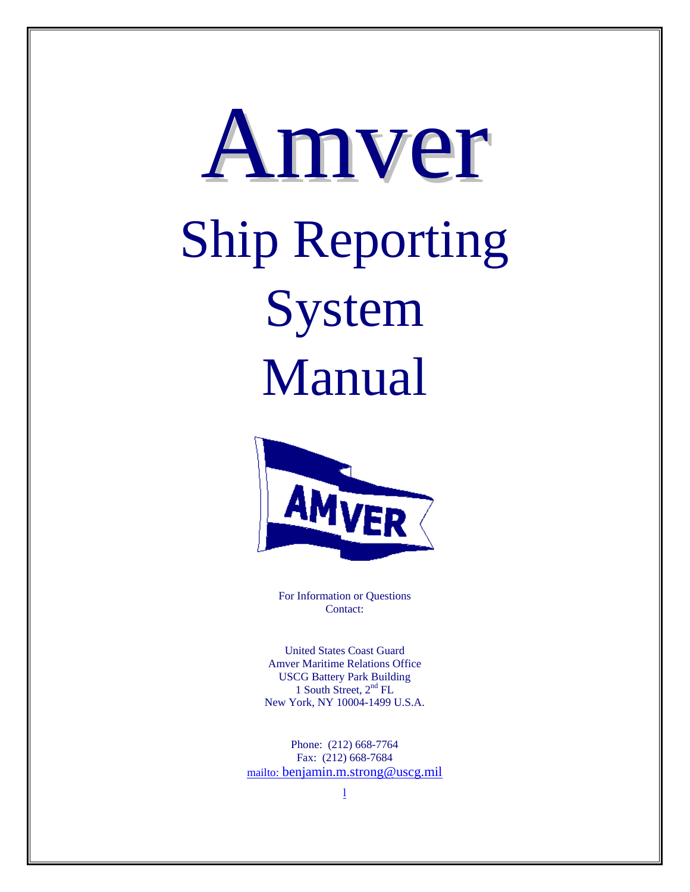# Amver

# Ship Reporting System Manual

For Information or Questions
Contact:

United States Coast Guard
Amver Maritime Relations Office
USCG Battery Park Building
1 South Street, 2nd FL
New York, NY 10004-1499 U.S.A.

Phone: (212) 668-7764
Fax: (212) 668-7684
mailto: benjamin.m.strong@uscg.mil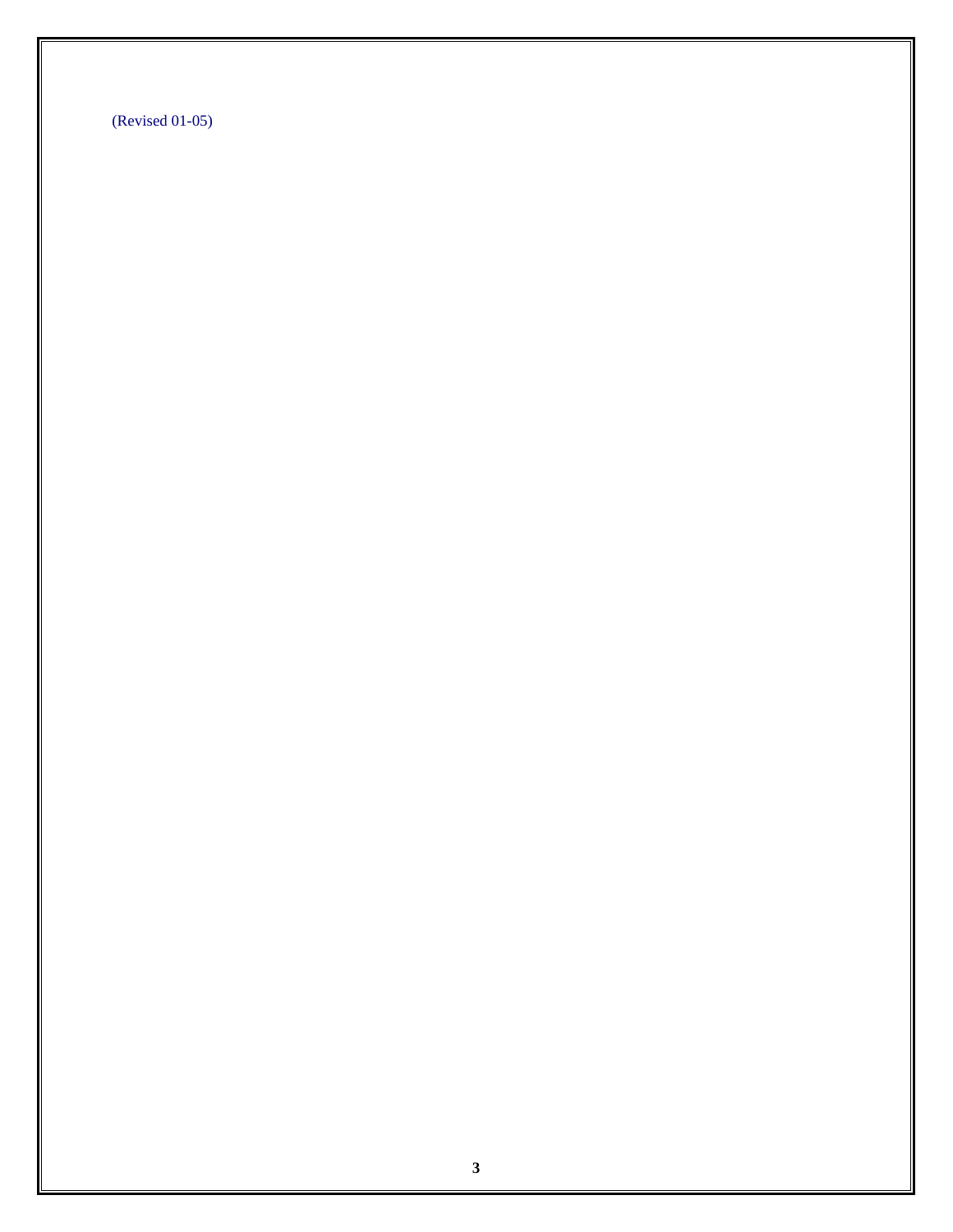(Revised 01-05)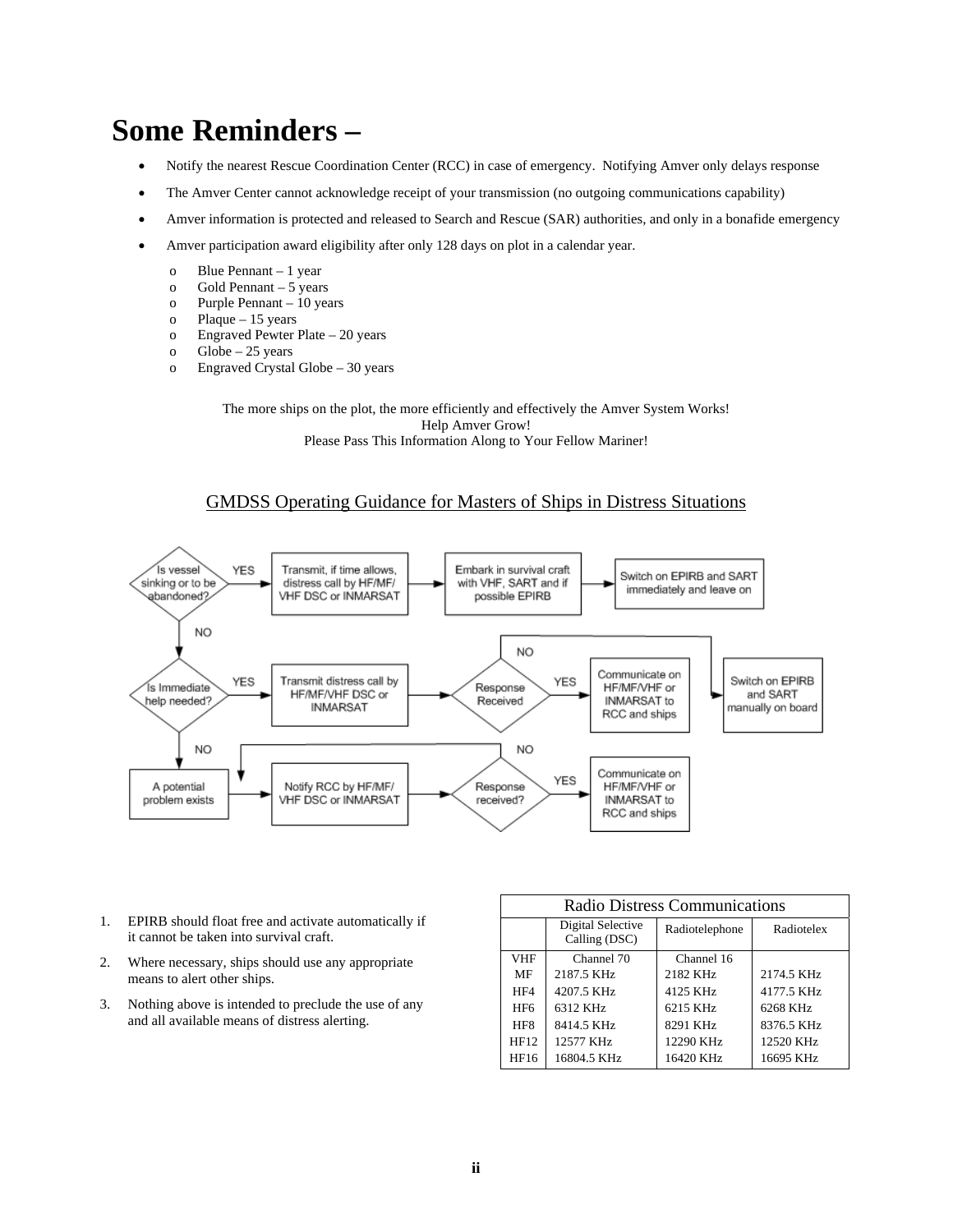# Some Reminders –

- Notify the nearest Rescue Coordination Center (RCC) in case of emergency. Notifying Amver only delays response
- The Amver Center cannot acknowledge receipt of your transmission (no outgoing communications capability)
- Amver information is protected and released to Search and Rescue (SAR) authorities, and only in a bonafide emergency
- Amver participation award eligibility after only 128 days on plot in a calendar year.
  - Blue Pennant – 1 year
  - Gold Pennant – 5 years
  - Purple Pennant – 10 years
  - Plaque – 15 years
  - Engraved Pewter Plate – 20 years
  - Globe – 25 years
  - Engraved Crystal Globe – 30 years

The more ships on the plot, the more efficiently and effectively the Amver System Works!
Help Amver Grow!
Please Pass This Information Along to Your Fellow Mariner!

## GMDSS Operating Guidance for Masters of Ships in Distress Situations

- Is vessel sinking or to be abandoned?
  - YES → Transmit, if time allows, distress call by HF/MF/VHF DSC or INMARSAT → Embark in survival craft with VHF, SART and if possible EPIRB → Switch on EPIRB and SART immediately and leave on
  - NO → Is Immediate help needed?
    - YES → Transmit distress call by HF/MF/VHF DSC or INMARSAT → Response Received
      - YES → Communicate on HF/MF/VHF or INMARSAT to RCC and ships
      - NO → Switch on EPIRB and SART manually on board
    - NO → A potential problem exists → Notify RCC by HF/MF/VHF DSC or INMARSAT → Response received?
      - YES → Communicate on HF/MF/VHF or INMARSAT to RCC and ships
      - NO → Notify RCC by HF/MF/VHF DSC or INMARSAT

1. EPIRB should float free and activate automatically if it cannot be taken into survival craft.
2. Where necessary, ships should use any appropriate means to alert other ships.
3. Nothing above is intended to preclude the use of any and all available means of distress alerting.

**Radio Distress Communications**

| | Digital Selective Calling (DSC) | Radiotelephone | Radiotelex |
|---|---|---|---|
| VHF | Channel 70 | Channel 16 | |
| MF | 2187.5 KHz | 2182 KHz | 2174.5 KHz |
| HF4 | 4207.5 KHz | 4125 KHz | 4177.5 KHz |
| HF6 | 6312 KHz | 6215 KHz | 6268 KHz |
| HF8 | 8414.5 KHz | 8291 KHz | 8376.5 KHz |
| HF12 | 12577 KHz | 12290 KHz | 12520 KHz |
| HF16 | 16804.5 KHz | 16420 KHz | 16695 KHz |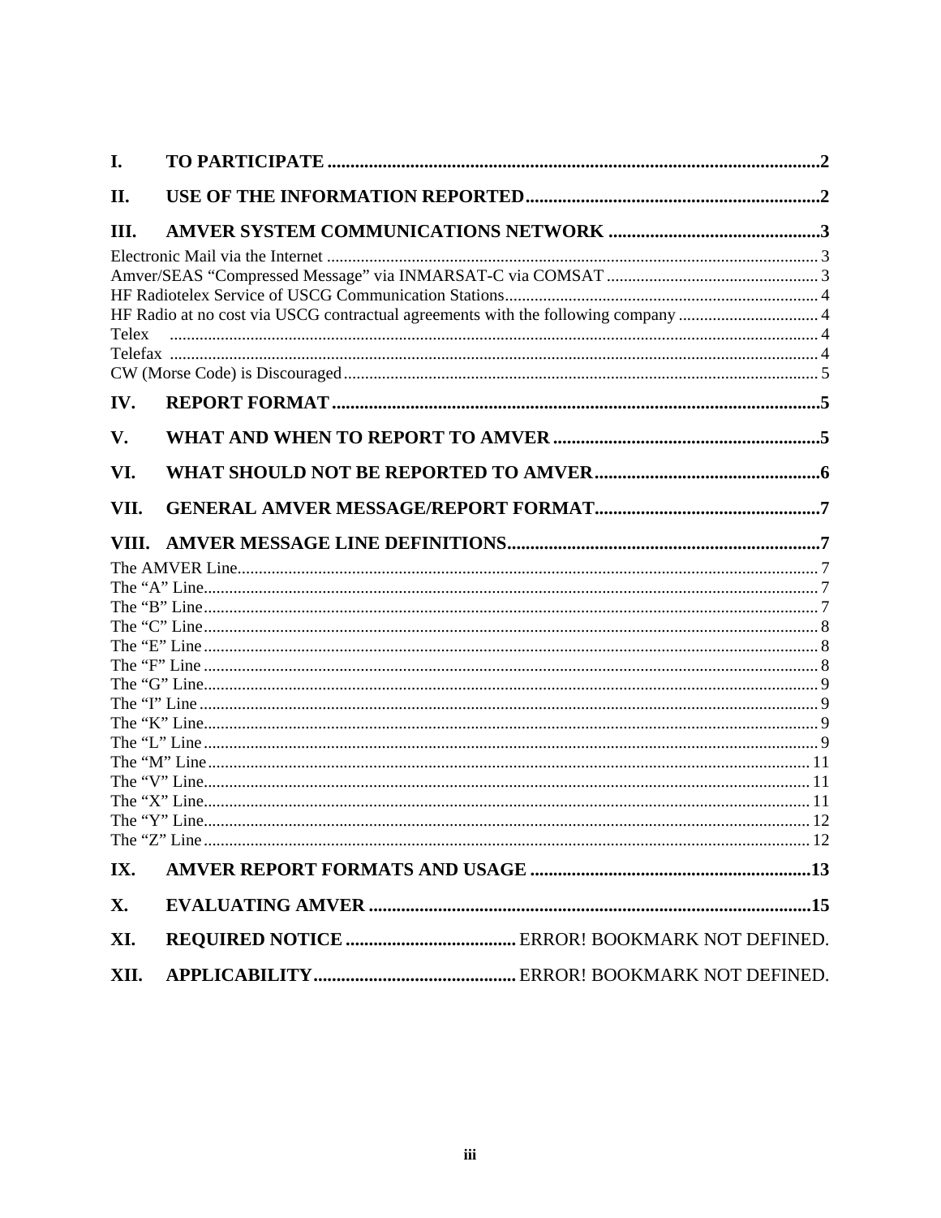| | | |
|---|---|---|
| **I.** | **TO PARTICIPATE** | **2** |
| **II.** | **USE OF THE INFORMATION REPORTED** | **2** |
| **III.** | **AMVER SYSTEM COMMUNICATIONS NETWORK** | **3** |
| | Electronic Mail via the Internet | 3 |
| | Amver/SEAS "Compressed Message" via INMARSAT-C via COMSAT | 3 |
| | HF Radiotelex Service of USCG Communication Stations | 4 |
| | HF Radio at no cost via USCG contractual agreements with the following company | 4 |
| | Telex | 4 |
| | Telefax | 4 |
| | CW (Morse Code) is Discouraged | 5 |
| **IV.** | **REPORT FORMAT** | **5** |
| **V.** | **WHAT AND WHEN TO REPORT TO AMVER** | **5** |
| **VI.** | **WHAT SHOULD NOT BE REPORTED TO AMVER** | **6** |
| **VII.** | **GENERAL AMVER MESSAGE/REPORT FORMAT** | **7** |
| **VIII.** | **AMVER MESSAGE LINE DEFINITIONS** | **7** |
| | The AMVER Line | 7 |
| | The "A" Line | 7 |
| | The "B" Line | 7 |
| | The "C" Line | 8 |
| | The "E" Line | 8 |
| | The "F" Line | 8 |
| | The "G" Line | 9 |
| | The "I" Line | 9 |
| | The "K" Line | 9 |
| | The "L" Line | 9 |
| | The "M" Line | 11 |
| | The "V" Line | 11 |
| | The "X" Line | 11 |
| | The "Y" Line | 12 |
| | The "Z" Line | 12 |
| **IX.** | **AMVER REPORT FORMATS AND USAGE** | **13** |
| **X.** | **EVALUATING AMVER** | **15** |
| **XI.** | **REQUIRED NOTICE** | ERROR! BOOKMARK NOT DEFINED. |
| **XII.** | **APPLICABILITY** | ERROR! BOOKMARK NOT DEFINED. |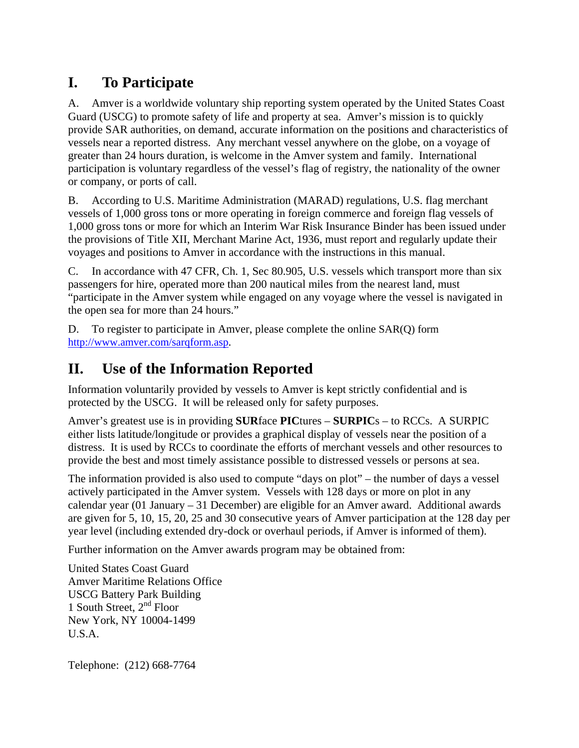# I. To Participate

A. Amver is a worldwide voluntary ship reporting system operated by the United States Coast Guard (USCG) to promote safety of life and property at sea. Amver's mission is to quickly provide SAR authorities, on demand, accurate information on the positions and characteristics of vessels near a reported distress. Any merchant vessel anywhere on the globe, on a voyage of greater than 24 hours duration, is welcome in the Amver system and family. International participation is voluntary regardless of the vessel's flag of registry, the nationality of the owner or company, or ports of call.

B. According to U.S. Maritime Administration (MARAD) regulations, U.S. flag merchant vessels of 1,000 gross tons or more operating in foreign commerce and foreign flag vessels of 1,000 gross tons or more for which an Interim War Risk Insurance Binder has been issued under the provisions of Title XII, Merchant Marine Act, 1936, must report and regularly update their voyages and positions to Amver in accordance with the instructions in this manual.

C. In accordance with 47 CFR, Ch. 1, Sec 80.905, U.S. vessels which transport more than six passengers for hire, operated more than 200 nautical miles from the nearest land, must "participate in the Amver system while engaged on any voyage where the vessel is navigated in the open sea for more than 24 hours."

D. To register to participate in Amver, please complete the online SAR(Q) form http://www.amver.com/sarqform.asp.

# II. Use of the Information Reported

Information voluntarily provided by vessels to Amver is kept strictly confidential and is protected by the USCG. It will be released only for safety purposes.

Amver's greatest use is in providing **SUR**face **PIC**tures – **SURPIC**s – to RCCs. A SURPIC either lists latitude/longitude or provides a graphical display of vessels near the position of a distress. It is used by RCCs to coordinate the efforts of merchant vessels and other resources to provide the best and most timely assistance possible to distressed vessels or persons at sea.

The information provided is also used to compute "days on plot" – the number of days a vessel actively participated in the Amver system. Vessels with 128 days or more on plot in any calendar year (01 January – 31 December) are eligible for an Amver award. Additional awards are given for 5, 10, 15, 20, 25 and 30 consecutive years of Amver participation at the 128 day per year level (including extended dry-dock or overhaul periods, if Amver is informed of them).

Further information on the Amver awards program may be obtained from:

United States Coast Guard
Amver Maritime Relations Office
USCG Battery Park Building
1 South Street, 2nd Floor
New York, NY 10004-1499
U.S.A.

Telephone: (212) 668-7764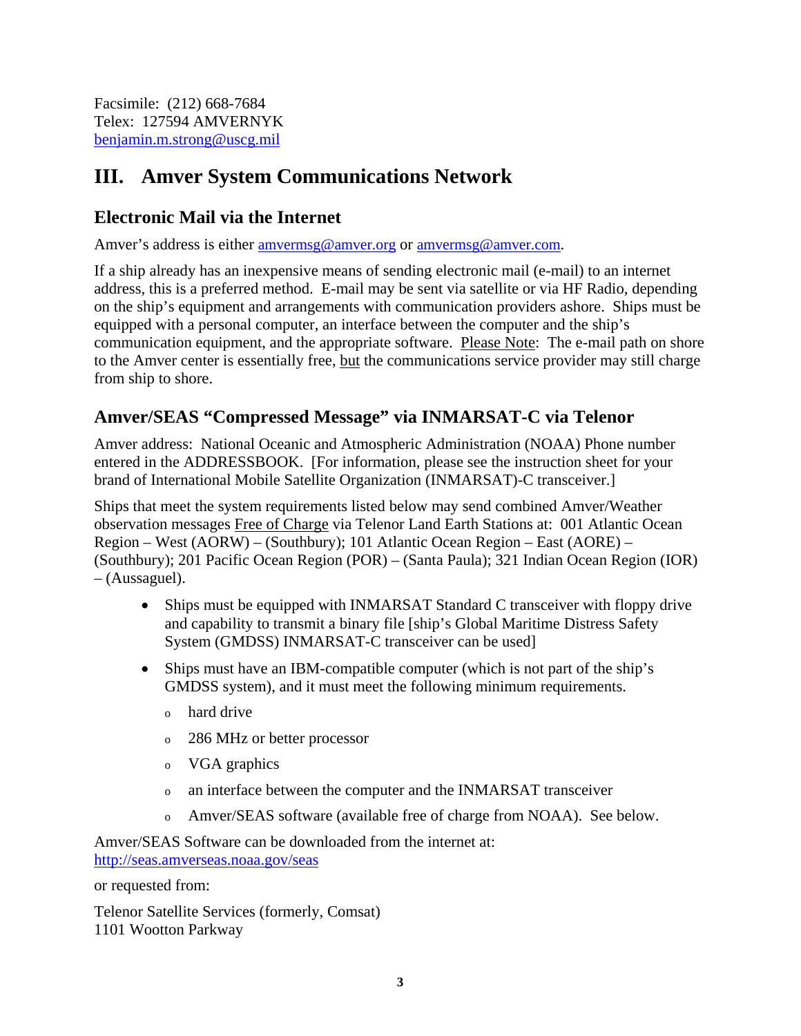Facsimile:  (212) 668-7684
Telex:  127594 AMVERNYK
benjamin.m.strong@uscg.mil

# III. Amver System Communications Network

## Electronic Mail via the Internet

Amver's address is either amvermsg@amver.org or amvermsg@amver.com.

If a ship already has an inexpensive means of sending electronic mail (e-mail) to an internet address, this is a preferred method. E-mail may be sent via satellite or via HF Radio, depending on the ship's equipment and arrangements with communication providers ashore. Ships must be equipped with a personal computer, an interface between the computer and the ship's communication equipment, and the appropriate software. Please Note: The e-mail path on shore to the Amver center is essentially free, but the communications service provider may still charge from ship to shore.

## Amver/SEAS "Compressed Message" via INMARSAT-C via Telenor

Amver address: National Oceanic and Atmospheric Administration (NOAA) Phone number entered in the ADDRESSBOOK. [For information, please see the instruction sheet for your brand of International Mobile Satellite Organization (INMARSAT)-C transceiver.]

Ships that meet the system requirements listed below may send combined Amver/Weather observation messages Free of Charge via Telenor Land Earth Stations at: 001 Atlantic Ocean Region – West (AORW) – (Southbury); 101 Atlantic Ocean Region – East (AORE) – (Southbury); 201 Pacific Ocean Region (POR) – (Santa Paula); 321 Indian Ocean Region (IOR) – (Aussaguel).

- Ships must be equipped with INMARSAT Standard C transceiver with floppy drive and capability to transmit a binary file [ship's Global Maritime Distress Safety System (GMDSS) INMARSAT-C transceiver can be used]
- Ships must have an IBM-compatible computer (which is not part of the ship's GMDSS system), and it must meet the following minimum requirements.
  - hard drive
  - 286 MHz or better processor
  - VGA graphics
  - an interface between the computer and the INMARSAT transceiver
  - Amver/SEAS software (available free of charge from NOAA). See below.

Amver/SEAS Software can be downloaded from the internet at:
http://seas.amverseas.noaa.gov/seas

or requested from:

Telenor Satellite Services (formerly, Comsat)
1101 Wootton Parkway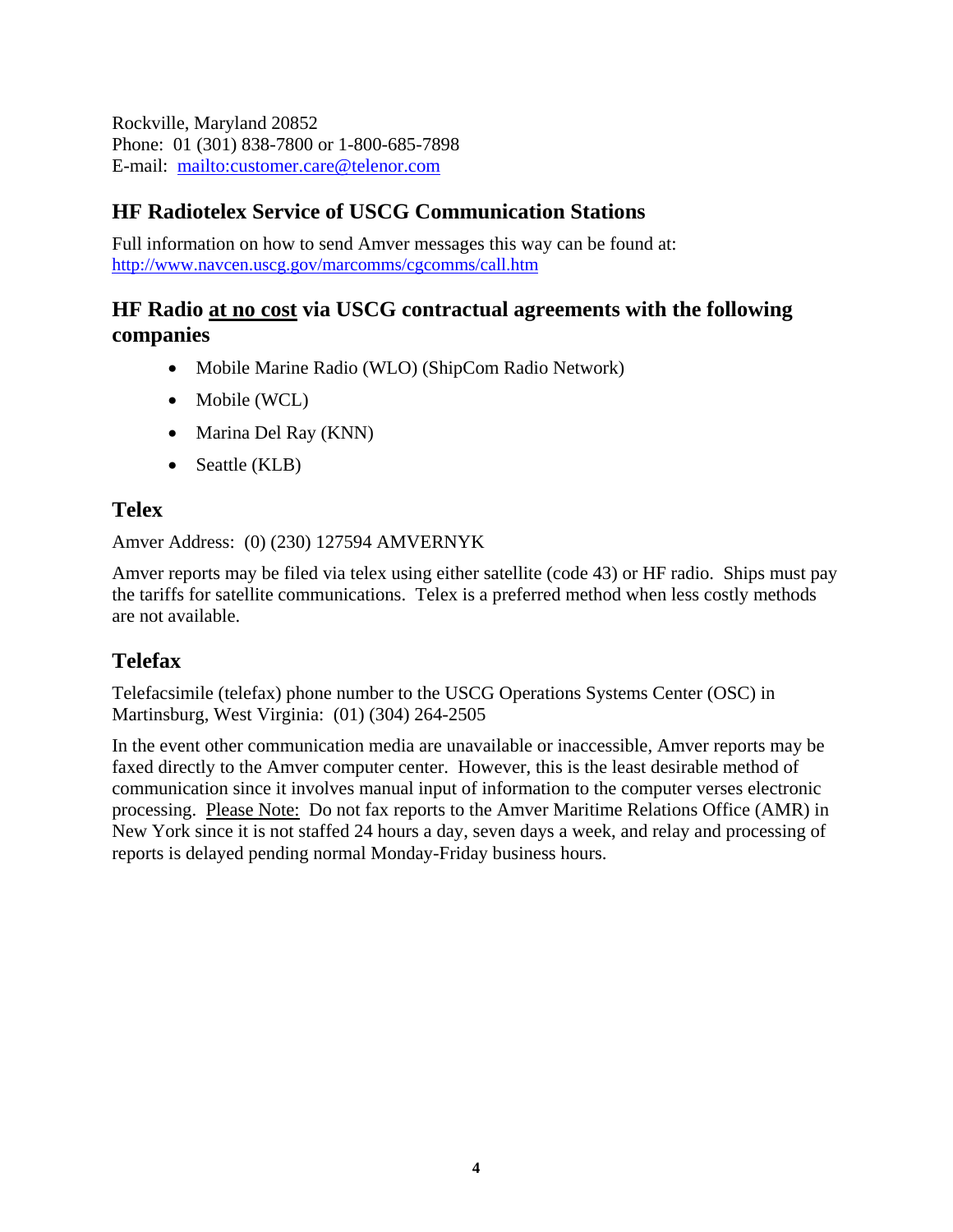Rockville, Maryland 20852
Phone: 01 (301) 838-7800 or 1-800-685-7898
E-mail: [mailto:customer.care@telenor.com](mailto:customer.care@telenor.com)

## HF Radiotelex Service of USCG Communication Stations

Full information on how to send Amver messages this way can be found at:
[http://www.navcen.uscg.gov/marcomms/cgcomms/call.htm](http://www.navcen.uscg.gov/marcomms/cgcomms/call.htm)

## HF Radio <u>at no cost</u> via USCG contractual agreements with the following companies

- Mobile Marine Radio (WLO) (ShipCom Radio Network)
- Mobile (WCL)
- Marina Del Ray (KNN)
- Seattle (KLB)

## Telex

Amver Address: (0) (230) 127594 AMVERNYK

Amver reports may be filed via telex using either satellite (code 43) or HF radio. Ships must pay the tariffs for satellite communications. Telex is a preferred method when less costly methods are not available.

## Telefax

Telefacsimile (telefax) phone number to the USCG Operations Systems Center (OSC) in Martinsburg, West Virginia: (01) (304) 264-2505

In the event other communication media are unavailable or inaccessible, Amver reports may be faxed directly to the Amver computer center. However, this is the least desirable method of communication since it involves manual input of information to the computer verses electronic processing. <u>Please Note:</u> Do not fax reports to the Amver Maritime Relations Office (AMR) in New York since it is not staffed 24 hours a day, seven days a week, and relay and processing of reports is delayed pending normal Monday-Friday business hours.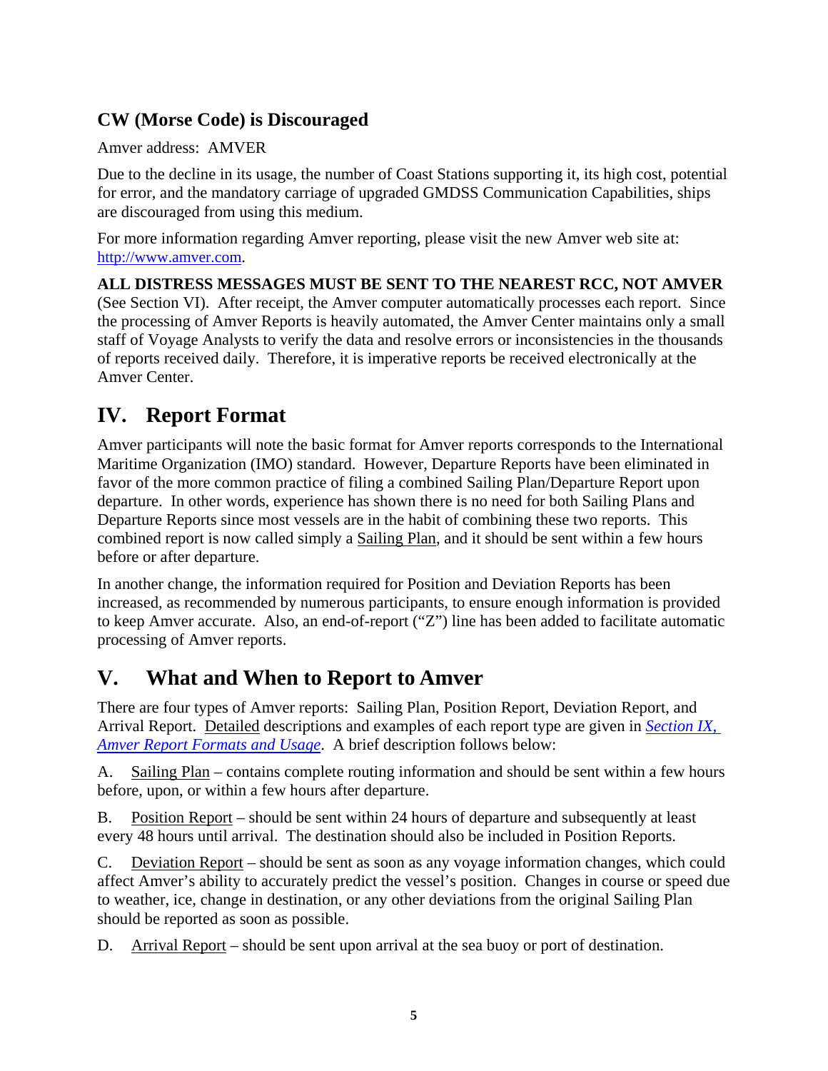### CW (Morse Code) is Discouraged

Amver address: AMVER

Due to the decline in its usage, the number of Coast Stations supporting it, its high cost, potential for error, and the mandatory carriage of upgraded GMDSS Communication Capabilities, ships are discouraged from using this medium.

For more information regarding Amver reporting, please visit the new Amver web site at: [http://www.amver.com](http://www.amver.com).

**ALL DISTRESS MESSAGES MUST BE SENT TO THE NEAREST RCC, NOT AMVER** (See Section VI). After receipt, the Amver computer automatically processes each report. Since the processing of Amver Reports is heavily automated, the Amver Center maintains only a small staff of Voyage Analysts to verify the data and resolve errors or inconsistencies in the thousands of reports received daily. Therefore, it is imperative reports be received electronically at the Amver Center.

## IV. Report Format

Amver participants will note the basic format for Amver reports corresponds to the International Maritime Organization (IMO) standard. However, Departure Reports have been eliminated in favor of the more common practice of filing a combined Sailing Plan/Departure Report upon departure. In other words, experience has shown there is no need for both Sailing Plans and Departure Reports since most vessels are in the habit of combining these two reports. This combined report is now called simply a Sailing Plan, and it should be sent within a few hours before or after departure.

In another change, the information required for Position and Deviation Reports has been increased, as recommended by numerous participants, to ensure enough information is provided to keep Amver accurate. Also, an end-of-report ("Z") line has been added to facilitate automatic processing of Amver reports.

## V. What and When to Report to Amver

There are four types of Amver reports: Sailing Plan, Position Report, Deviation Report, and Arrival Report. Detailed descriptions and examples of each report type are given in *Section IX, Amver Report Formats and Usage*. A brief description follows below:

A. Sailing Plan – contains complete routing information and should be sent within a few hours before, upon, or within a few hours after departure.

B. Position Report – should be sent within 24 hours of departure and subsequently at least every 48 hours until arrival. The destination should also be included in Position Reports.

C. Deviation Report – should be sent as soon as any voyage information changes, which could affect Amver's ability to accurately predict the vessel's position. Changes in course or speed due to weather, ice, change in destination, or any other deviations from the original Sailing Plan should be reported as soon as possible.

D. Arrival Report – should be sent upon arrival at the sea buoy or port of destination.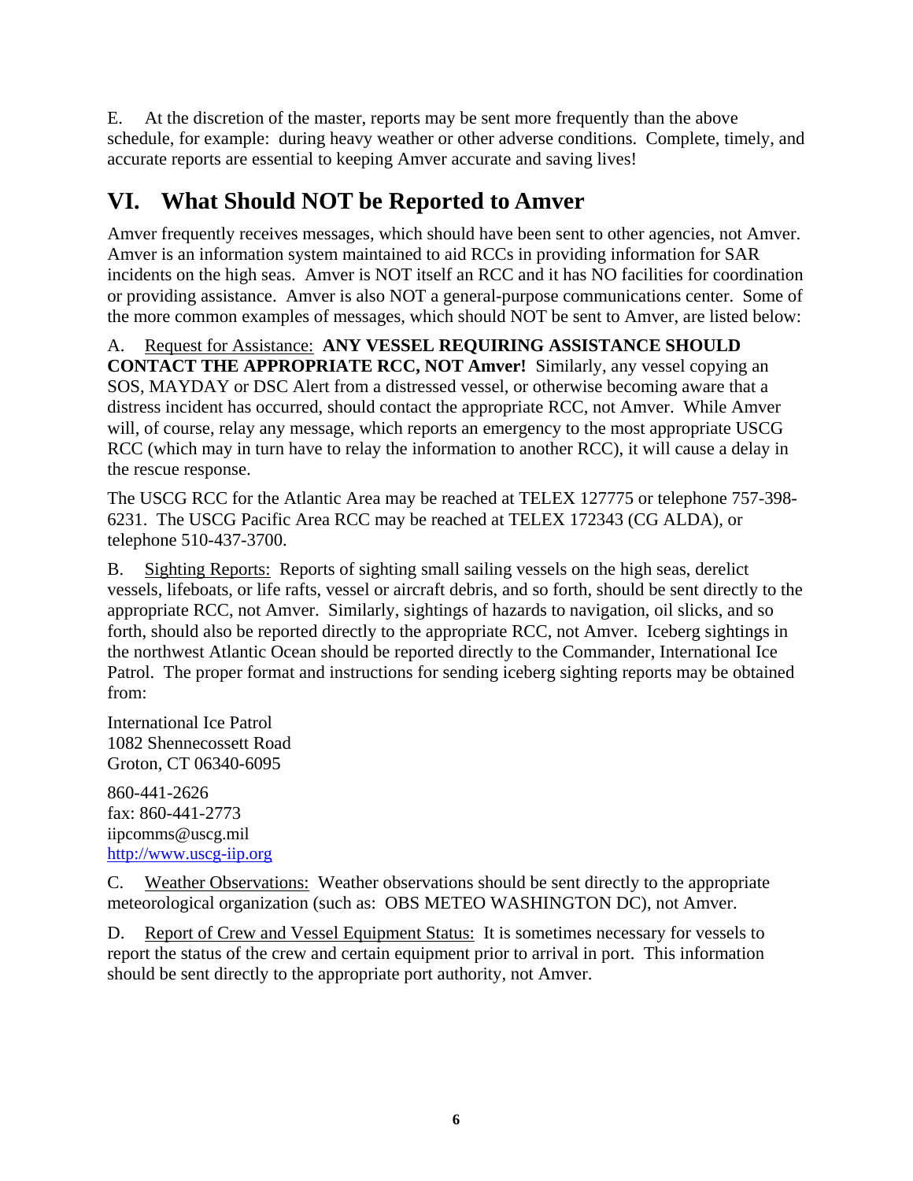E. At the discretion of the master, reports may be sent more frequently than the above schedule, for example: during heavy weather or other adverse conditions. Complete, timely, and accurate reports are essential to keeping Amver accurate and saving lives!

## VI. What Should NOT be Reported to Amver

Amver frequently receives messages, which should have been sent to other agencies, not Amver. Amver is an information system maintained to aid RCCs in providing information for SAR incidents on the high seas. Amver is NOT itself an RCC and it has NO facilities for coordination or providing assistance. Amver is also NOT a general-purpose communications center. Some of the more common examples of messages, which should NOT be sent to Amver, are listed below:

A. Request for Assistance: **ANY VESSEL REQUIRING ASSISTANCE SHOULD CONTACT THE APPROPRIATE RCC, NOT Amver!** Similarly, any vessel copying an SOS, MAYDAY or DSC Alert from a distressed vessel, or otherwise becoming aware that a distress incident has occurred, should contact the appropriate RCC, not Amver. While Amver will, of course, relay any message, which reports an emergency to the most appropriate USCG RCC (which may in turn have to relay the information to another RCC), it will cause a delay in the rescue response.

The USCG RCC for the Atlantic Area may be reached at TELEX 127775 or telephone 757-398-6231. The USCG Pacific Area RCC may be reached at TELEX 172343 (CG ALDA), or telephone 510-437-3700.

B. Sighting Reports: Reports of sighting small sailing vessels on the high seas, derelict vessels, lifeboats, or life rafts, vessel or aircraft debris, and so forth, should be sent directly to the appropriate RCC, not Amver. Similarly, sightings of hazards to navigation, oil slicks, and so forth, should also be reported directly to the appropriate RCC, not Amver. Iceberg sightings in the northwest Atlantic Ocean should be reported directly to the Commander, International Ice Patrol. The proper format and instructions for sending iceberg sighting reports may be obtained from:

International Ice Patrol
1082 Shennecossett Road
Groton, CT 06340-6095

860-441-2626
fax: 860-441-2773
iipcomms@uscg.mil
http://www.uscg-iip.org

C. Weather Observations: Weather observations should be sent directly to the appropriate meteorological organization (such as: OBS METEO WASHINGTON DC), not Amver.

D. Report of Crew and Vessel Equipment Status: It is sometimes necessary for vessels to report the status of the crew and certain equipment prior to arrival in port. This information should be sent directly to the appropriate port authority, not Amver.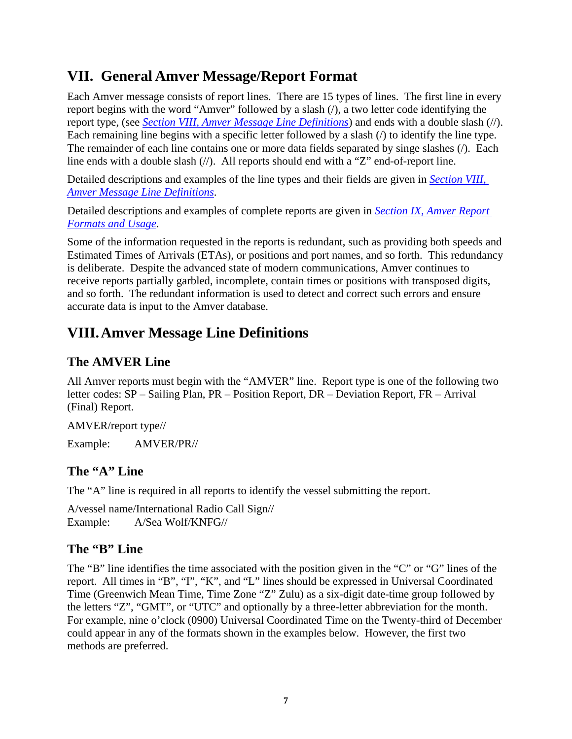# VII. General Amver Message/Report Format

Each Amver message consists of report lines. There are 15 types of lines. The first line in every report begins with the word "Amver" followed by a slash (/), a two letter code identifying the report type, (see *Section VIII, Amver Message Line Definitions*) and ends with a double slash (//). Each remaining line begins with a specific letter followed by a slash (/) to identify the line type. The remainder of each line contains one or more data fields separated by singe slashes (/). Each line ends with a double slash (//). All reports should end with a "Z" end-of-report line.

Detailed descriptions and examples of the line types and their fields are given in *Section VIII, Amver Message Line Definitions*.

Detailed descriptions and examples of complete reports are given in *Section IX, Amver Report Formats and Usage*.

Some of the information requested in the reports is redundant, such as providing both speeds and Estimated Times of Arrivals (ETAs), or positions and port names, and so forth. This redundancy is deliberate. Despite the advanced state of modern communications, Amver continues to receive reports partially garbled, incomplete, contain times or positions with transposed digits, and so forth. The redundant information is used to detect and correct such errors and ensure accurate data is input to the Amver database.

# VIII. Amver Message Line Definitions

## The AMVER Line

All Amver reports must begin with the "AMVER" line. Report type is one of the following two letter codes: SP – Sailing Plan, PR – Position Report, DR – Deviation Report, FR – Arrival (Final) Report.

AMVER/report type//

Example: AMVER/PR//

## The "A" Line

The "A" line is required in all reports to identify the vessel submitting the report.

A/vessel name/International Radio Call Sign//
Example: A/Sea Wolf/KNFG//

## The "B" Line

The "B" line identifies the time associated with the position given in the "C" or "G" lines of the report. All times in "B", "I", "K", and "L" lines should be expressed in Universal Coordinated Time (Greenwich Mean Time, Time Zone "Z" Zulu) as a six-digit date-time group followed by the letters "Z", "GMT", or "UTC" and optionally by a three-letter abbreviation for the month. For example, nine o'clock (0900) Universal Coordinated Time on the Twenty-third of December could appear in any of the formats shown in the examples below. However, the first two methods are preferred.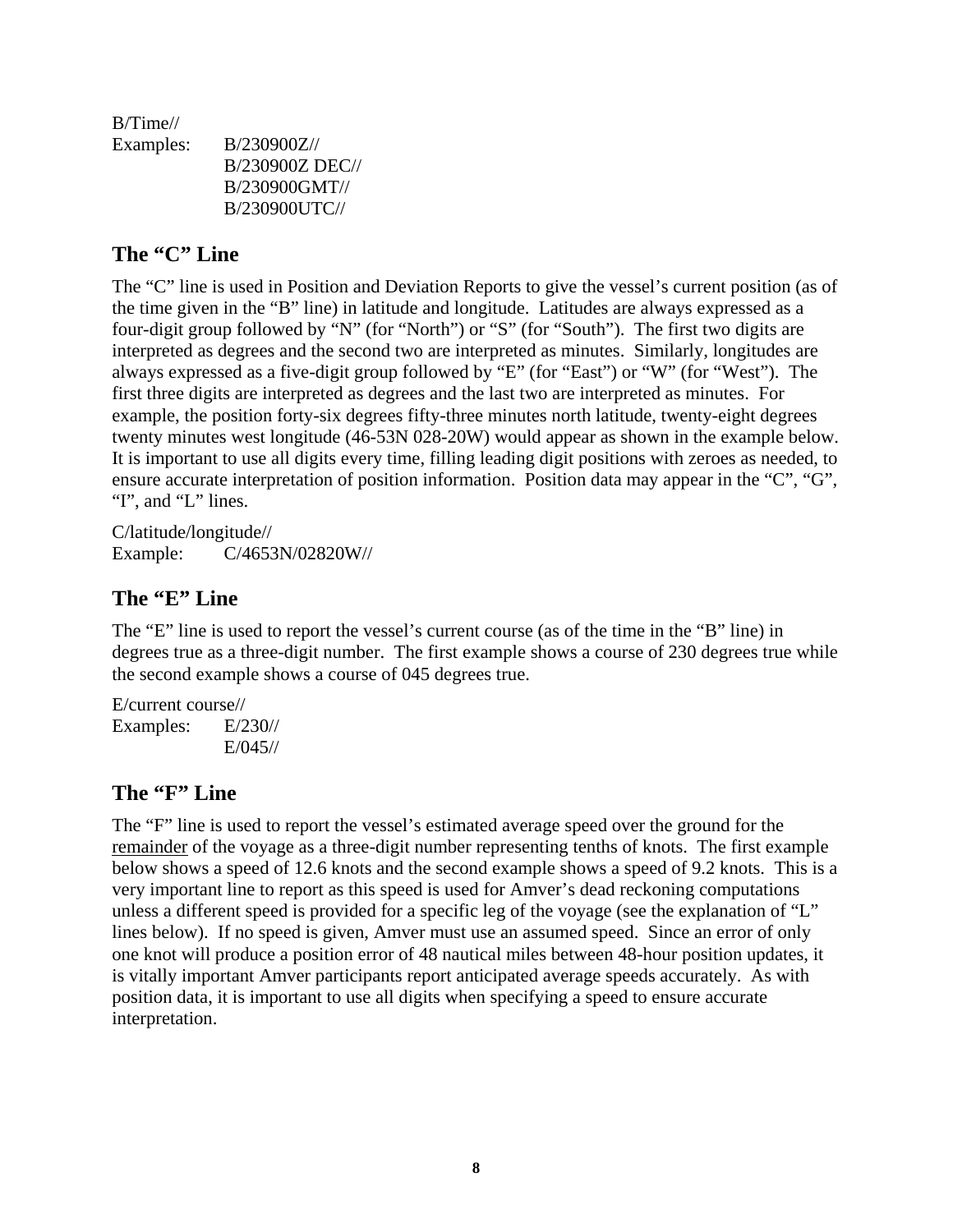B/Time//

Examples: B/230900Z//
B/230900Z DEC//
B/230900GMT//
B/230900UTC//

## The "C" Line

The "C" line is used in Position and Deviation Reports to give the vessel's current position (as of the time given in the "B" line) in latitude and longitude. Latitudes are always expressed as a four-digit group followed by "N" (for "North") or "S" (for "South"). The first two digits are interpreted as degrees and the second two are interpreted as minutes. Similarly, longitudes are always expressed as a five-digit group followed by "E" (for "East") or "W" (for "West"). The first three digits are interpreted as degrees and the last two are interpreted as minutes. For example, the position forty-six degrees fifty-three minutes north latitude, twenty-eight degrees twenty minutes west longitude (46-53N 028-20W) would appear as shown in the example below. It is important to use all digits every time, filling leading digit positions with zeroes as needed, to ensure accurate interpretation of position information. Position data may appear in the "C", "G", "I", and "L" lines.

C/latitude/longitude//

Example: C/4653N/02820W//

## The "E" Line

The "E" line is used to report the vessel's current course (as of the time in the "B" line) in degrees true as a three-digit number. The first example shows a course of 230 degrees true while the second example shows a course of 045 degrees true.

E/current course//

Examples: E/230//
E/045//

## The "F" Line

The "F" line is used to report the vessel's estimated average speed over the ground for the <u>remainder</u> of the voyage as a three-digit number representing tenths of knots. The first example below shows a speed of 12.6 knots and the second example shows a speed of 9.2 knots. This is a very important line to report as this speed is used for Amver's dead reckoning computations unless a different speed is provided for a specific leg of the voyage (see the explanation of "L" lines below). If no speed is given, Amver must use an assumed speed. Since an error of only one knot will produce a position error of 48 nautical miles between 48-hour position updates, it is vitally important Amver participants report anticipated average speeds accurately. As with position data, it is important to use all digits when specifying a speed to ensure accurate interpretation.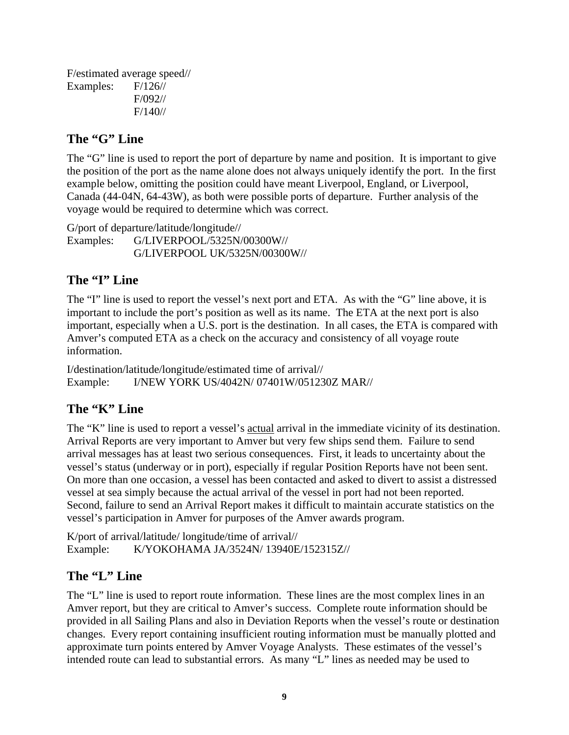F/estimated average speed//

Examples: F/126//
F/092//
F/140//

## The "G" Line

The "G" line is used to report the port of departure by name and position. It is important to give the position of the port as the name alone does not always uniquely identify the port. In the first example below, omitting the position could have meant Liverpool, England, or Liverpool, Canada (44-04N, 64-43W), as both were possible ports of departure. Further analysis of the voyage would be required to determine which was correct.

G/port of departure/latitude/longitude//

Examples: G/LIVERPOOL/5325N/00300W//
G/LIVERPOOL UK/5325N/00300W//

## The "I" Line

The "I" line is used to report the vessel's next port and ETA. As with the "G" line above, it is important to include the port's position as well as its name. The ETA at the next port is also important, especially when a U.S. port is the destination. In all cases, the ETA is compared with Amver's computed ETA as a check on the accuracy and consistency of all voyage route information.

I/destination/latitude/longitude/estimated time of arrival//

Example: I/NEW YORK US/4042N/ 07401W/051230Z MAR//

## The "K" Line

The "K" line is used to report a vessel's actual arrival in the immediate vicinity of its destination. Arrival Reports are very important to Amver but very few ships send them. Failure to send arrival messages has at least two serious consequences. First, it leads to uncertainty about the vessel's status (underway or in port), especially if regular Position Reports have not been sent. On more than one occasion, a vessel has been contacted and asked to divert to assist a distressed vessel at sea simply because the actual arrival of the vessel in port had not been reported. Second, failure to send an Arrival Report makes it difficult to maintain accurate statistics on the vessel's participation in Amver for purposes of the Amver awards program.

K/port of arrival/latitude/ longitude/time of arrival//

Example: K/YOKOHAMA JA/3524N/ 13940E/152315Z//

## The "L" Line

The "L" line is used to report route information. These lines are the most complex lines in an Amver report, but they are critical to Amver's success. Complete route information should be provided in all Sailing Plans and also in Deviation Reports when the vessel's route or destination changes. Every report containing insufficient routing information must be manually plotted and approximate turn points entered by Amver Voyage Analysts. These estimates of the vessel's intended route can lead to substantial errors. As many "L" lines as needed may be used to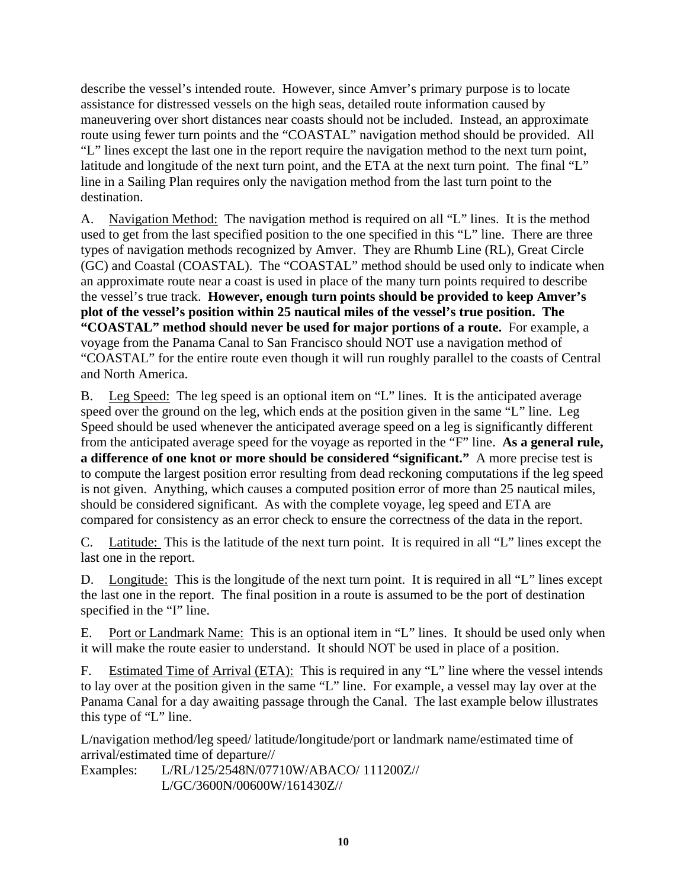describe the vessel's intended route. However, since Amver's primary purpose is to locate assistance for distressed vessels on the high seas, detailed route information caused by maneuvering over short distances near coasts should not be included. Instead, an approximate route using fewer turn points and the "COASTAL" navigation method should be provided. All "L" lines except the last one in the report require the navigation method to the next turn point, latitude and longitude of the next turn point, and the ETA at the next turn point. The final "L" line in a Sailing Plan requires only the navigation method from the last turn point to the destination.

A. Navigation Method: The navigation method is required on all "L" lines. It is the method used to get from the last specified position to the one specified in this "L" line. There are three types of navigation methods recognized by Amver. They are Rhumb Line (RL), Great Circle (GC) and Coastal (COASTAL). The "COASTAL" method should be used only to indicate when an approximate route near a coast is used in place of the many turn points required to describe the vessel's true track. **However, enough turn points should be provided to keep Amver's plot of the vessel's position within 25 nautical miles of the vessel's true position. The "COASTAL" method should never be used for major portions of a route.** For example, a voyage from the Panama Canal to San Francisco should NOT use a navigation method of "COASTAL" for the entire route even though it will run roughly parallel to the coasts of Central and North America.

B. Leg Speed: The leg speed is an optional item on "L" lines. It is the anticipated average speed over the ground on the leg, which ends at the position given in the same "L" line. Leg Speed should be used whenever the anticipated average speed on a leg is significantly different from the anticipated average speed for the voyage as reported in the "F" line. **As a general rule, a difference of one knot or more should be considered "significant."** A more precise test is to compute the largest position error resulting from dead reckoning computations if the leg speed is not given. Anything, which causes a computed position error of more than 25 nautical miles, should be considered significant. As with the complete voyage, leg speed and ETA are compared for consistency as an error check to ensure the correctness of the data in the report.

C. Latitude: This is the latitude of the next turn point. It is required in all "L" lines except the last one in the report.

D. Longitude: This is the longitude of the next turn point. It is required in all "L" lines except the last one in the report. The final position in a route is assumed to be the port of destination specified in the "I" line.

E. Port or Landmark Name: This is an optional item in "L" lines. It should be used only when it will make the route easier to understand. It should NOT be used in place of a position.

F. Estimated Time of Arrival (ETA): This is required in any "L" line where the vessel intends to lay over at the position given in the same "L" line. For example, a vessel may lay over at the Panama Canal for a day awaiting passage through the Canal. The last example below illustrates this type of "L" line.

L/navigation method/leg speed/ latitude/longitude/port or landmark name/estimated time of arrival/estimated time of departure//

Examples: L/RL/125/2548N/07710W/ABACO/ 111200Z//
L/GC/3600N/00600W/161430Z//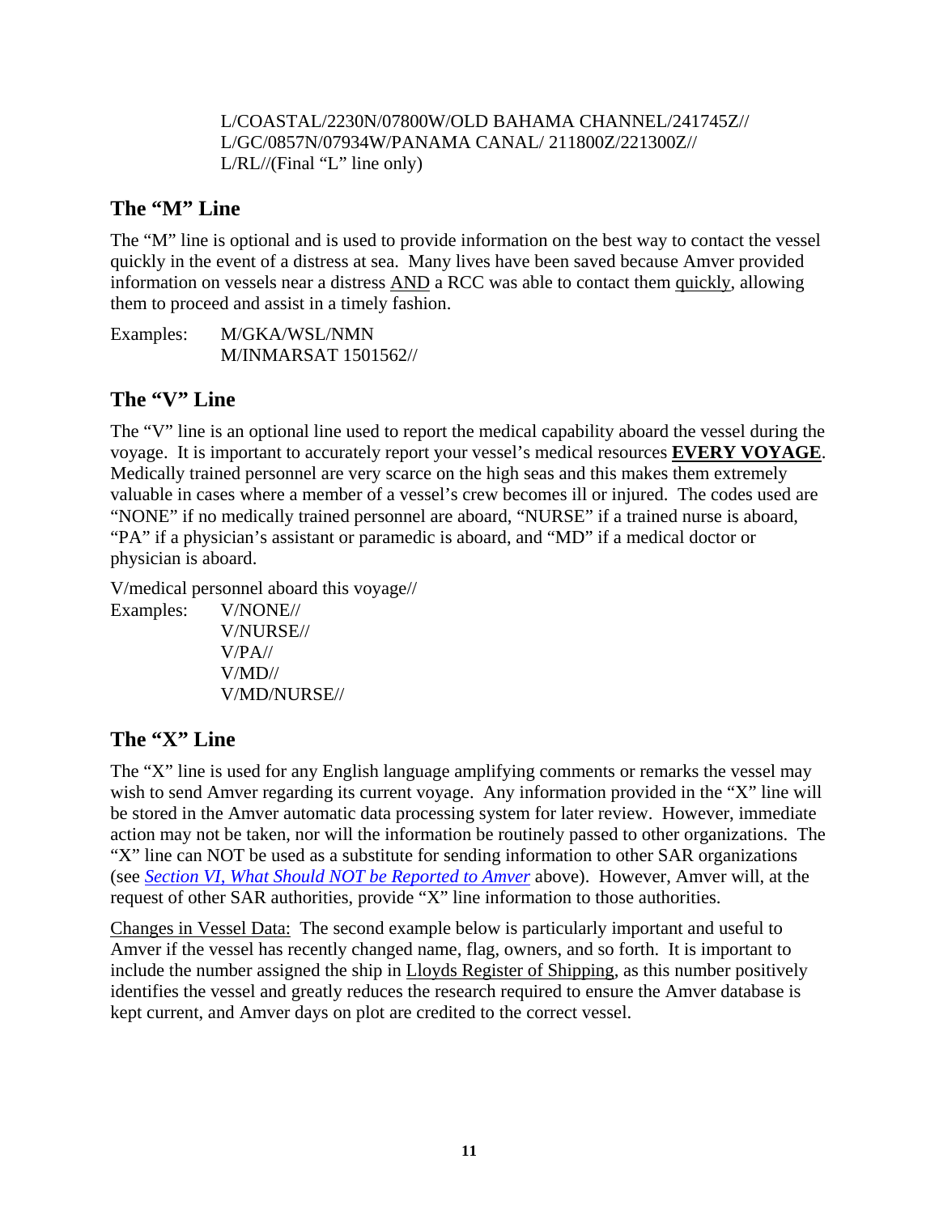L/COASTAL/2230N/07800W/OLD BAHAMA CHANNEL/241745Z//
L/GC/0857N/07934W/PANAMA CANAL/ 211800Z/221300Z//
L/RL//(Final "L" line only)

## The "M" Line

The "M" line is optional and is used to provide information on the best way to contact the vessel quickly in the event of a distress at sea. Many lives have been saved because Amver provided information on vessels near a distress AND a RCC was able to contact them quickly, allowing them to proceed and assist in a timely fashion.

Examples: M/GKA/WSL/NMN
M/INMARSAT 1501562//

## The "V" Line

The "V" line is an optional line used to report the medical capability aboard the vessel during the voyage. It is important to accurately report your vessel's medical resources **EVERY VOYAGE**. Medically trained personnel are very scarce on the high seas and this makes them extremely valuable in cases where a member of a vessel's crew becomes ill or injured. The codes used are "NONE" if no medically trained personnel are aboard, "NURSE" if a trained nurse is aboard, "PA" if a physician's assistant or paramedic is aboard, and "MD" if a medical doctor or physician is aboard.

V/medical personnel aboard this voyage//

Examples: V/NONE//
V/NURSE//
V/PA//
V/MD//
V/MD/NURSE//

## The "X" Line

The "X" line is used for any English language amplifying comments or remarks the vessel may wish to send Amver regarding its current voyage. Any information provided in the "X" line will be stored in the Amver automatic data processing system for later review. However, immediate action may not be taken, nor will the information be routinely passed to other organizations. The "X" line can NOT be used as a substitute for sending information to other SAR organizations (see *Section VI, What Should NOT be Reported to Amver* above). However, Amver will, at the request of other SAR authorities, provide "X" line information to those authorities.

Changes in Vessel Data: The second example below is particularly important and useful to Amver if the vessel has recently changed name, flag, owners, and so forth. It is important to include the number assigned the ship in Lloyds Register of Shipping, as this number positively identifies the vessel and greatly reduces the research required to ensure the Amver database is kept current, and Amver days on plot are credited to the correct vessel.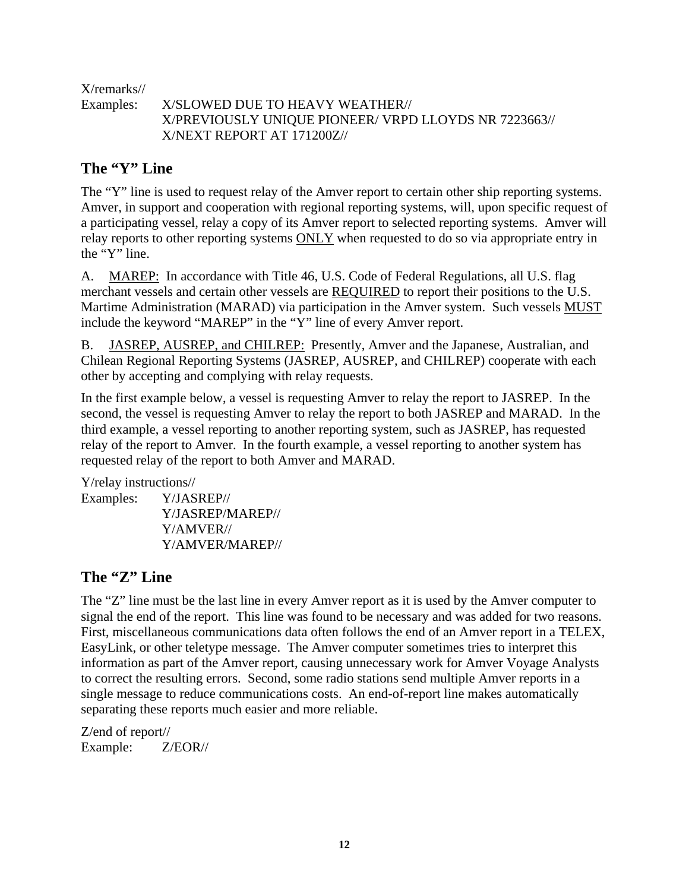X/remarks//

Examples: X/SLOWED DUE TO HEAVY WEATHER//
X/PREVIOUSLY UNIQUE PIONEER/ VRPD LLOYDS NR 7223663//
X/NEXT REPORT AT 171200Z//

## The "Y" Line

The "Y" line is used to request relay of the Amver report to certain other ship reporting systems. Amver, in support and cooperation with regional reporting systems, will, upon specific request of a participating vessel, relay a copy of its Amver report to selected reporting systems. Amver will relay reports to other reporting systems <u>ONLY</u> when requested to do so via appropriate entry in the "Y" line.

A. <u>MAREP:</u> In accordance with Title 46, U.S. Code of Federal Regulations, all U.S. flag merchant vessels and certain other vessels are <u>REQUIRED</u> to report their positions to the U.S. Martime Administration (MARAD) via participation in the Amver system. Such vessels <u>MUST</u> include the keyword "MAREP" in the "Y" line of every Amver report.

B. <u>JASREP, AUSREP, and CHILREP:</u> Presently, Amver and the Japanese, Australian, and Chilean Regional Reporting Systems (JASREP, AUSREP, and CHILREP) cooperate with each other by accepting and complying with relay requests.

In the first example below, a vessel is requesting Amver to relay the report to JASREP. In the second, the vessel is requesting Amver to relay the report to both JASREP and MARAD. In the third example, a vessel reporting to another reporting system, such as JASREP, has requested relay of the report to Amver. In the fourth example, a vessel reporting to another system has requested relay of the report to both Amver and MARAD.

Y/relay instructions//

Examples: Y/JASREP//
Y/JASREP/MAREP//
Y/AMVER//
Y/AMVER/MAREP//

## The "Z" Line

The "Z" line must be the last line in every Amver report as it is used by the Amver computer to signal the end of the report. This line was found to be necessary and was added for two reasons. First, miscellaneous communications data often follows the end of an Amver report in a TELEX, EasyLink, or other teletype message. The Amver computer sometimes tries to interpret this information as part of the Amver report, causing unnecessary work for Amver Voyage Analysts to correct the resulting errors. Second, some radio stations send multiple Amver reports in a single message to reduce communications costs. An end-of-report line makes automatically separating these reports much easier and more reliable.

Z/end of report//

Example: Z/EOR//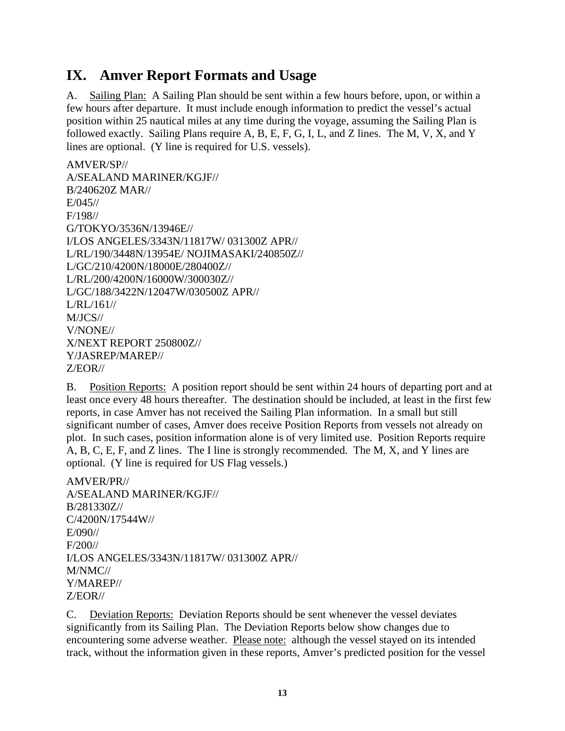# IX. Amver Report Formats and Usage

A. <u>Sailing Plan:</u> A Sailing Plan should be sent within a few hours before, upon, or within a few hours after departure. It must include enough information to predict the vessel's actual position within 25 nautical miles at any time during the voyage, assuming the Sailing Plan is followed exactly. Sailing Plans require A, B, E, F, G, I, L, and Z lines. The M, V, X, and Y lines are optional. (Y line is required for U.S. vessels).

```
AMVER/SP//
A/SEALAND MARINER/KGJF//
B/240620Z MAR//
E/045//
F/198//
G/TOKYO/3536N/13946E//
I/LOS ANGELES/3343N/11817W/ 031300Z APR//
L/RL/190/3448N/13954E/ NOJIMASAKI/240850Z//
L/GC/210/4200N/18000E/280400Z//
L/RL/200/4200N/16000W/300030Z//
L/GC/188/3422N/12047W/030500Z APR//
L/RL/161//
M/JCS//
V/NONE//
X/NEXT REPORT 250800Z//
Y/JASREP/MAREP//
Z/EOR//
```

B. <u>Position Reports:</u> A position report should be sent within 24 hours of departing port and at least once every 48 hours thereafter. The destination should be included, at least in the first few reports, in case Amver has not received the Sailing Plan information. In a small but still significant number of cases, Amver does receive Position Reports from vessels not already on plot. In such cases, position information alone is of very limited use. Position Reports require A, B, C, E, F, and Z lines. The I line is strongly recommended. The M, X, and Y lines are optional. (Y line is required for US Flag vessels.)

```
AMVER/PR//
A/SEALAND MARINER/KGJF//
B/281330Z//
C/4200N/17544W//
E/090//
F/200//
I/LOS ANGELES/3343N/11817W/ 031300Z APR//
M/NMC//
Y/MAREP//
Z/EOR//
```

C. <u>Deviation Reports:</u> Deviation Reports should be sent whenever the vessel deviates significantly from its Sailing Plan. The Deviation Reports below show changes due to encountering some adverse weather. <u>Please note:</u> although the vessel stayed on its intended track, without the information given in these reports, Amver's predicted position for the vessel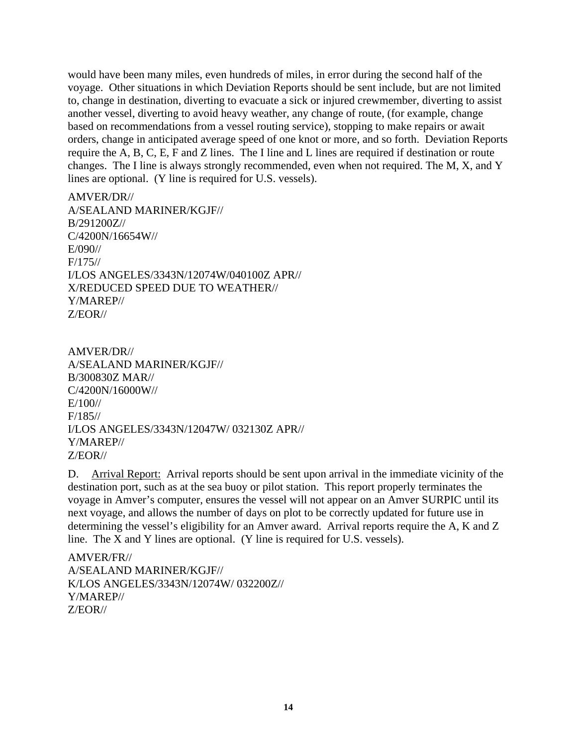would have been many miles, even hundreds of miles, in error during the second half of the voyage. Other situations in which Deviation Reports should be sent include, but are not limited to, change in destination, diverting to evacuate a sick or injured crewmember, diverting to assist another vessel, diverting to avoid heavy weather, any change of route, (for example, change based on recommendations from a vessel routing service), stopping to make repairs or await orders, change in anticipated average speed of one knot or more, and so forth. Deviation Reports require the A, B, C, E, F and Z lines. The I line and L lines are required if destination or route changes. The I line is always strongly recommended, even when not required. The M, X, and Y lines are optional. (Y line is required for U.S. vessels).

```
AMVER/DR//
A/SEALAND MARINER/KGJF//
B/291200Z//
C/4200N/16654W//
E/090//
F/175//
I/LOS ANGELES/3343N/12074W/040100Z APR//
X/REDUCED SPEED DUE TO WEATHER//
Y/MAREP//
Z/EOR//
```

```
AMVER/DR//
A/SEALAND MARINER/KGJF//
B/300830Z MAR//
C/4200N/16000W//
E/100//
F/185//
I/LOS ANGELES/3343N/12047W/ 032130Z APR//
Y/MAREP//
Z/EOR//
```

D. Arrival Report: Arrival reports should be sent upon arrival in the immediate vicinity of the destination port, such as at the sea buoy or pilot station. This report properly terminates the voyage in Amver's computer, ensures the vessel will not appear on an Amver SURPIC until its next voyage, and allows the number of days on plot to be correctly updated for future use in determining the vessel's eligibility for an Amver award. Arrival reports require the A, K and Z line. The X and Y lines are optional. (Y line is required for U.S. vessels).

```
AMVER/FR//
A/SEALAND MARINER/KGJF//
K/LOS ANGELES/3343N/12074W/ 032200Z//
Y/MAREP//
Z/EOR//
```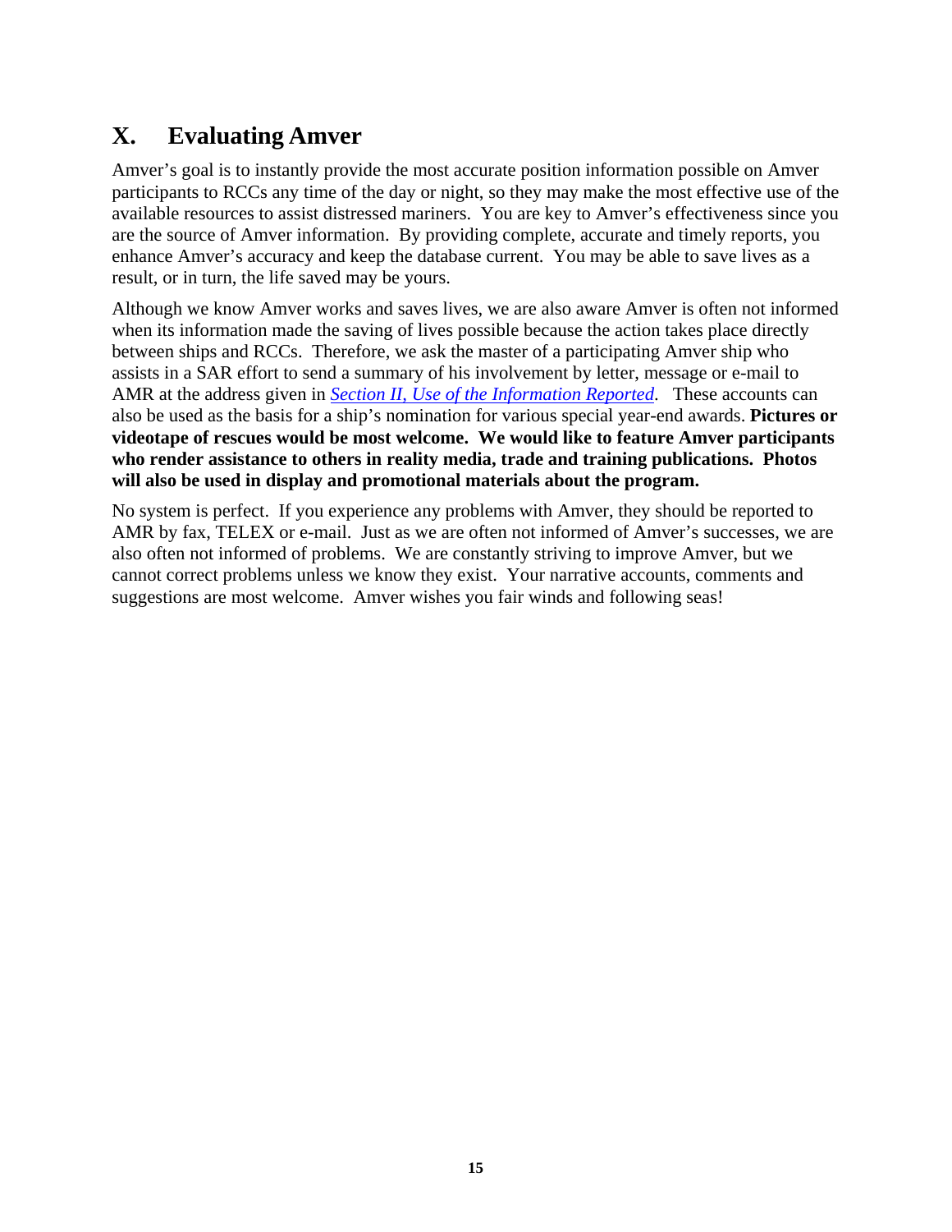# X. Evaluating Amver

Amver's goal is to instantly provide the most accurate position information possible on Amver participants to RCCs any time of the day or night, so they may make the most effective use of the available resources to assist distressed mariners. You are key to Amver's effectiveness since you are the source of Amver information. By providing complete, accurate and timely reports, you enhance Amver's accuracy and keep the database current. You may be able to save lives as a result, or in turn, the life saved may be yours.

Although we know Amver works and saves lives, we are also aware Amver is often not informed when its information made the saving of lives possible because the action takes place directly between ships and RCCs. Therefore, we ask the master of a participating Amver ship who assists in a SAR effort to send a summary of his involvement by letter, message or e-mail to AMR at the address given in *Section II, Use of the Information Reported*. These accounts can also be used as the basis for a ship's nomination for various special year-end awards. **Pictures or videotape of rescues would be most welcome. We would like to feature Amver participants who render assistance to others in reality media, trade and training publications. Photos will also be used in display and promotional materials about the program.**

No system is perfect. If you experience any problems with Amver, they should be reported to AMR by fax, TELEX or e-mail. Just as we are often not informed of Amver's successes, we are also often not informed of problems. We are constantly striving to improve Amver, but we cannot correct problems unless we know they exist. Your narrative accounts, comments and suggestions are most welcome. Amver wishes you fair winds and following seas!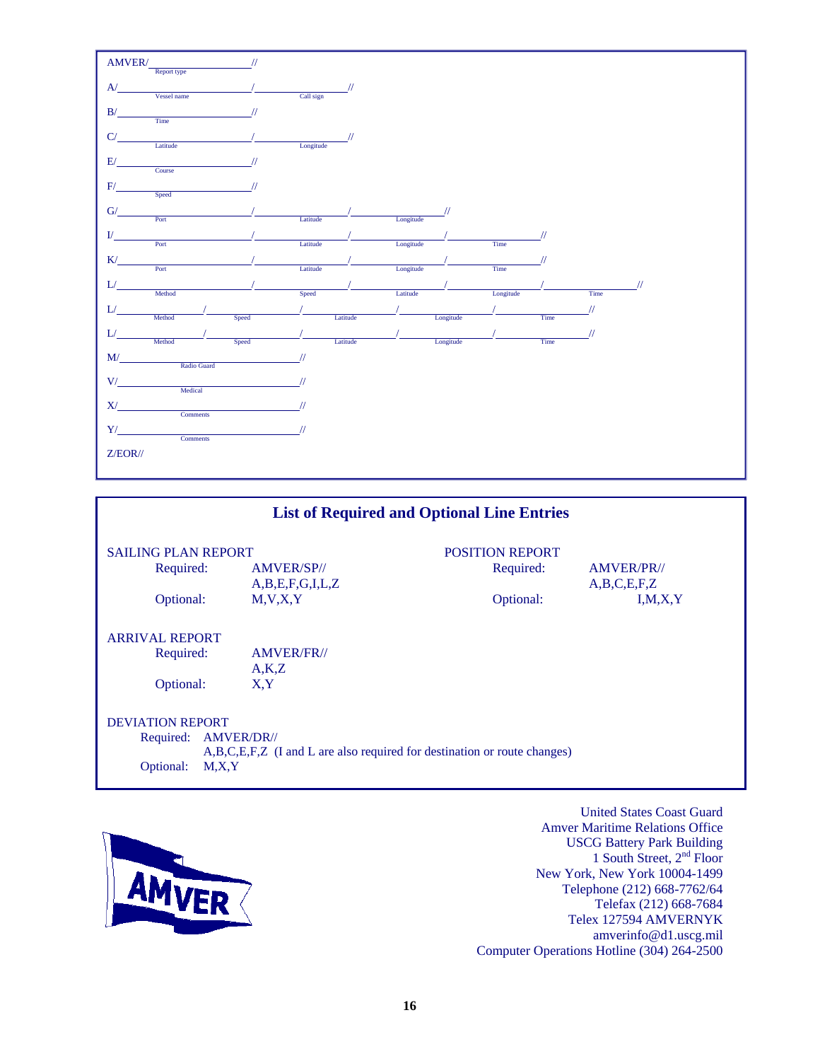AMVER/\_\_\_\_\_\_\_\_\_\_\_\_\_\_//
Report type

A/\_\_\_\_\_\_\_\_\_\_\_\_\_\_/\_\_\_\_\_\_\_\_\_\_//
Vessel name / Call sign

B/\_\_\_\_\_\_\_\_\_\_\_\_\_\_//
Time

C/\_\_\_\_\_\_\_\_\_\_\_\_\_\_/\_\_\_\_\_\_\_\_\_\_//
Latitude / Longitude

E/\_\_\_\_\_\_\_\_\_\_\_\_\_\_//
Course

F/\_\_\_\_\_\_\_\_\_\_\_\_\_\_//
Speed

G/\_\_\_\_\_\_\_\_\_\_\_\_\_\_/\_\_\_\_\_\_\_\_\_\_/\_\_\_\_\_\_\_\_\_\_//
Port / Latitude / Longitude

I/\_\_\_\_\_\_\_\_\_\_\_\_\_\_/\_\_\_\_\_\_\_\_\_\_/\_\_\_\_\_\_\_\_\_\_/\_\_\_\_\_\_\_\_\_\_//
Port / Latitude / Longitude / Time

K/\_\_\_\_\_\_\_\_\_\_\_\_\_\_/\_\_\_\_\_\_\_\_\_\_/\_\_\_\_\_\_\_\_\_\_/\_\_\_\_\_\_\_\_\_\_//
Port / Latitude / Longitude / Time

L/\_\_\_\_\_\_\_\_\_\_\_\_\_\_/\_\_\_\_\_\_\_\_\_\_/\_\_\_\_\_\_\_\_\_\_/\_\_\_\_\_\_\_\_\_\_/\_\_\_\_\_\_\_\_\_\_//
Method / Speed / Latitude / Longitude / Time

L/\_\_\_\_\_\_\_\_\_\_/\_\_\_\_\_\_\_\_\_\_/\_\_\_\_\_\_\_\_\_\_/\_\_\_\_\_\_\_\_\_\_/\_\_\_\_\_\_\_\_\_\_//
Method / Speed / Latitude / Longitude / Time

L/\_\_\_\_\_\_\_\_\_\_/\_\_\_\_\_\_\_\_\_\_/\_\_\_\_\_\_\_\_\_\_/\_\_\_\_\_\_\_\_\_\_/\_\_\_\_\_\_\_\_\_\_//
Method / Speed / Latitude / Longitude / Time

M/\_\_\_\_\_\_\_\_\_\_\_\_\_\_\_\_\_\_\_\_//
Radio Guard

V/\_\_\_\_\_\_\_\_\_\_\_\_\_\_\_\_\_\_\_\_//
Medical

X/\_\_\_\_\_\_\_\_\_\_\_\_\_\_\_\_\_\_\_\_//
Comments

Y/\_\_\_\_\_\_\_\_\_\_\_\_\_\_\_\_\_\_\_\_//
Comments

Z/EOR//

## List of Required and Optional Line Entries

**SAILING PLAN REPORT**
- Required: AMVER/SP// A,B,E,F,G,I,L,Z
- Optional: M,V,X,Y

**POSITION REPORT**
- Required: AMVER/PR// A,B,C,E,F,Z
- Optional: I,M,X,Y

**ARRIVAL REPORT**
- Required: AMVER/FR// A,K,Z
- Optional: X,Y

**DEVIATION REPORT**
- Required: AMVER/DR// A,B,C,E,F,Z (I and L are also required for destination or route changes)
- Optional: M,X,Y

United States Coast Guard
Amver Maritime Relations Office
USCG Battery Park Building
1 South Street, 2nd Floor
New York, New York 10004-1499
Telephone (212) 668-7762/64
Telefax (212) 668-7684
Telex 127594 AMVERNYK
amverinfo@d1.uscg.mil
Computer Operations Hotline (304) 264-2500